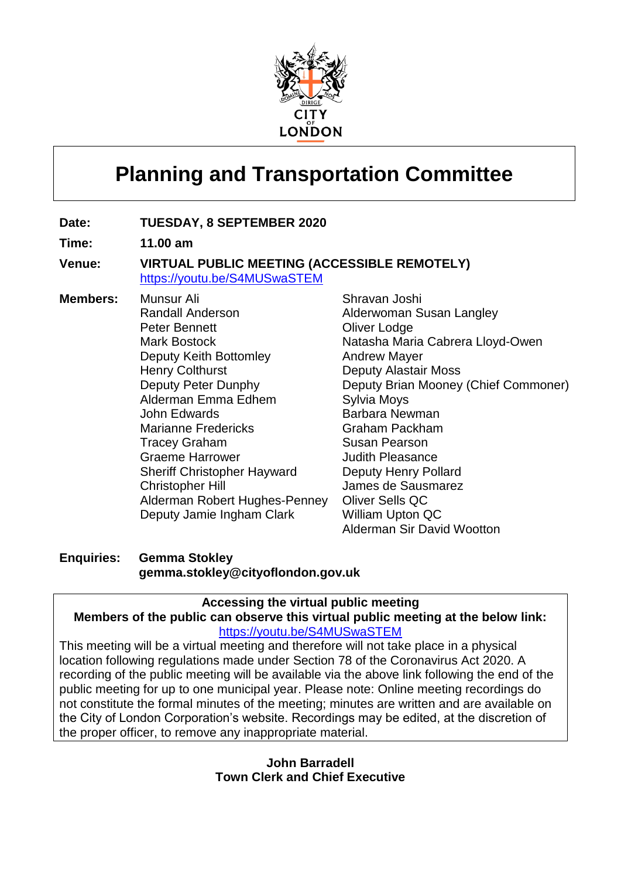# Planning and Transportation Committee

**Date:** TUESDAY, 8 SEPTEMBER 2020

**Time:** 11.00 am

**Venue:** VIRTUAL PUBLIC MEETING (ACCESSIBLE REMOTELY)
https://youtu.be/S4MUSwaSTEM

**Members:**

Munsur Ali
Randall Anderson
Peter Bennett
Mark Bostock
Deputy Keith Bottomley
Henry Colthurst
Deputy Peter Dunphy
Alderman Emma Edhem
John Edwards
Marianne Fredericks
Tracey Graham
Graeme Harrower
Sheriff Christopher Hayward
Christopher Hill
Alderman Robert Hughes-Penney
Deputy Jamie Ingham Clark
Shravan Joshi
Alderwoman Susan Langley
Oliver Lodge
Natasha Maria Cabrera Lloyd-Owen
Andrew Mayer
Deputy Alastair Moss
Deputy Brian Mooney (Chief Commoner)
Sylvia Moys
Barbara Newman
Graham Packham
Susan Pearson
Judith Pleasance
Deputy Henry Pollard
James de Sausmarez
Oliver Sells QC
William Upton QC
Alderman Sir David Wootton

**Enquiries:** **Gemma Stokley**
**gemma.stokley@cityoflondon.gov.uk**

**Accessing the virtual public meeting**

**Members of the public can observe this virtual public meeting at the below link:**
https://youtu.be/S4MUSwaSTEM

This meeting will be a virtual meeting and therefore will not take place in a physical location following regulations made under Section 78 of the Coronavirus Act 2020. A recording of the public meeting will be available via the above link following the end of the public meeting for up to one municipal year. Please note: Online meeting recordings do not constitute the formal minutes of the meeting; minutes are written and are available on the City of London Corporation's website. Recordings may be edited, at the discretion of the proper officer, to remove any inappropriate material.

**John Barradell**
**Town Clerk and Chief Executive**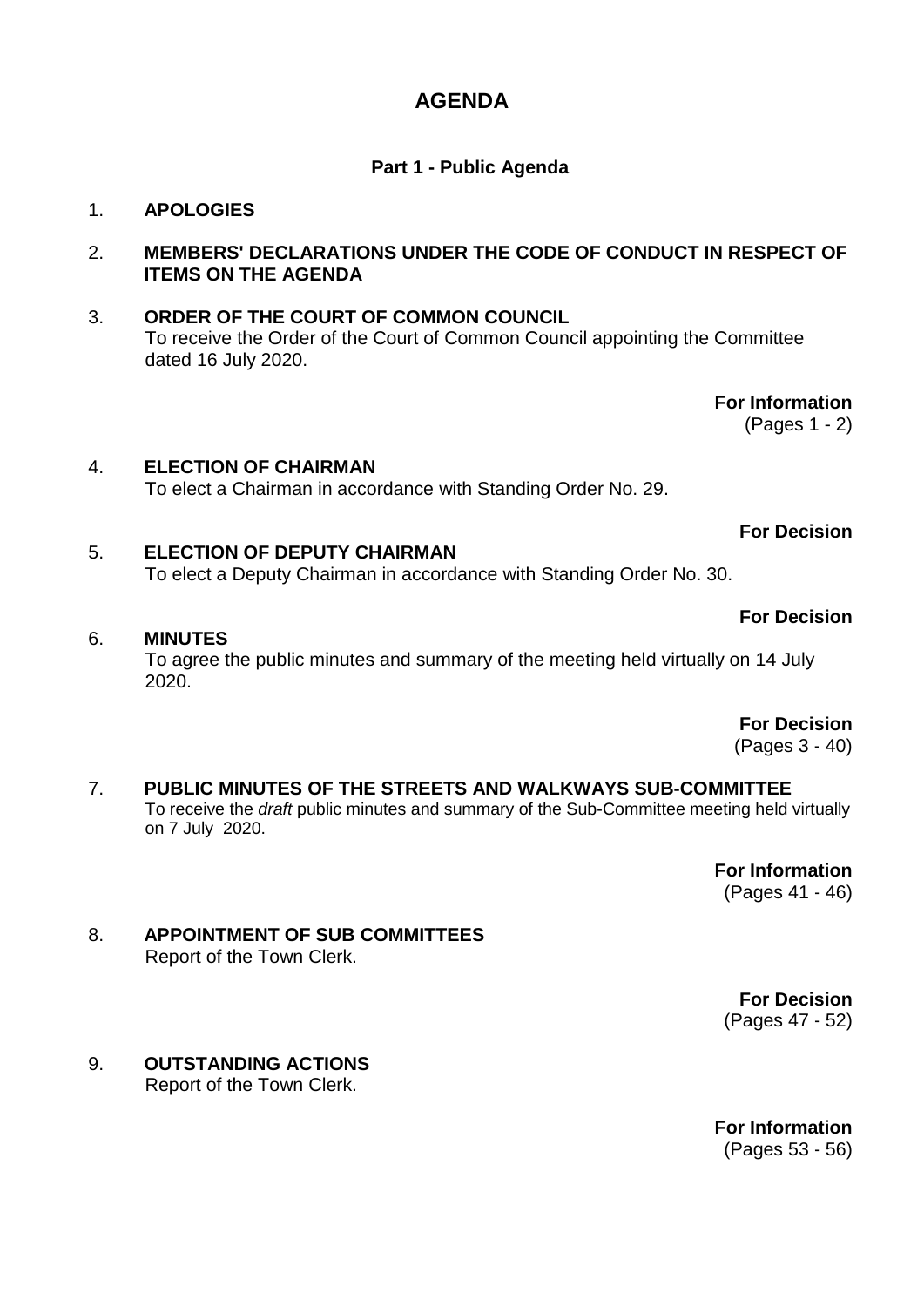# AGENDA

## Part 1 - Public Agenda

1. **APOLOGIES**

2. **MEMBERS' DECLARATIONS UNDER THE CODE OF CONDUCT IN RESPECT OF ITEMS ON THE AGENDA**

3. **ORDER OF THE COURT OF COMMON COUNCIL**
   To receive the Order of the Court of Common Council appointing the Committee dated 16 July 2020.

   **For Information**
   (Pages 1 - 2)

4. **ELECTION OF CHAIRMAN**
   To elect a Chairman in accordance with Standing Order No. 29.

   **For Decision**

5. **ELECTION OF DEPUTY CHAIRMAN**
   To elect a Deputy Chairman in accordance with Standing Order No. 30.

   **For Decision**

6. **MINUTES**
   To agree the public minutes and summary of the meeting held virtually on 14 July 2020.

   **For Decision**
   (Pages 3 - 40)

7. **PUBLIC MINUTES OF THE STREETS AND WALKWAYS SUB-COMMITTEE**
   To receive the *draft* public minutes and summary of the Sub-Committee meeting held virtually on 7 July 2020.

   **For Information**
   (Pages 41 - 46)

8. **APPOINTMENT OF SUB COMMITTEES**
   Report of the Town Clerk.

   **For Decision**
   (Pages 47 - 52)

9. **OUTSTANDING ACTIONS**
   Report of the Town Clerk.

   **For Information**
   (Pages 53 - 56)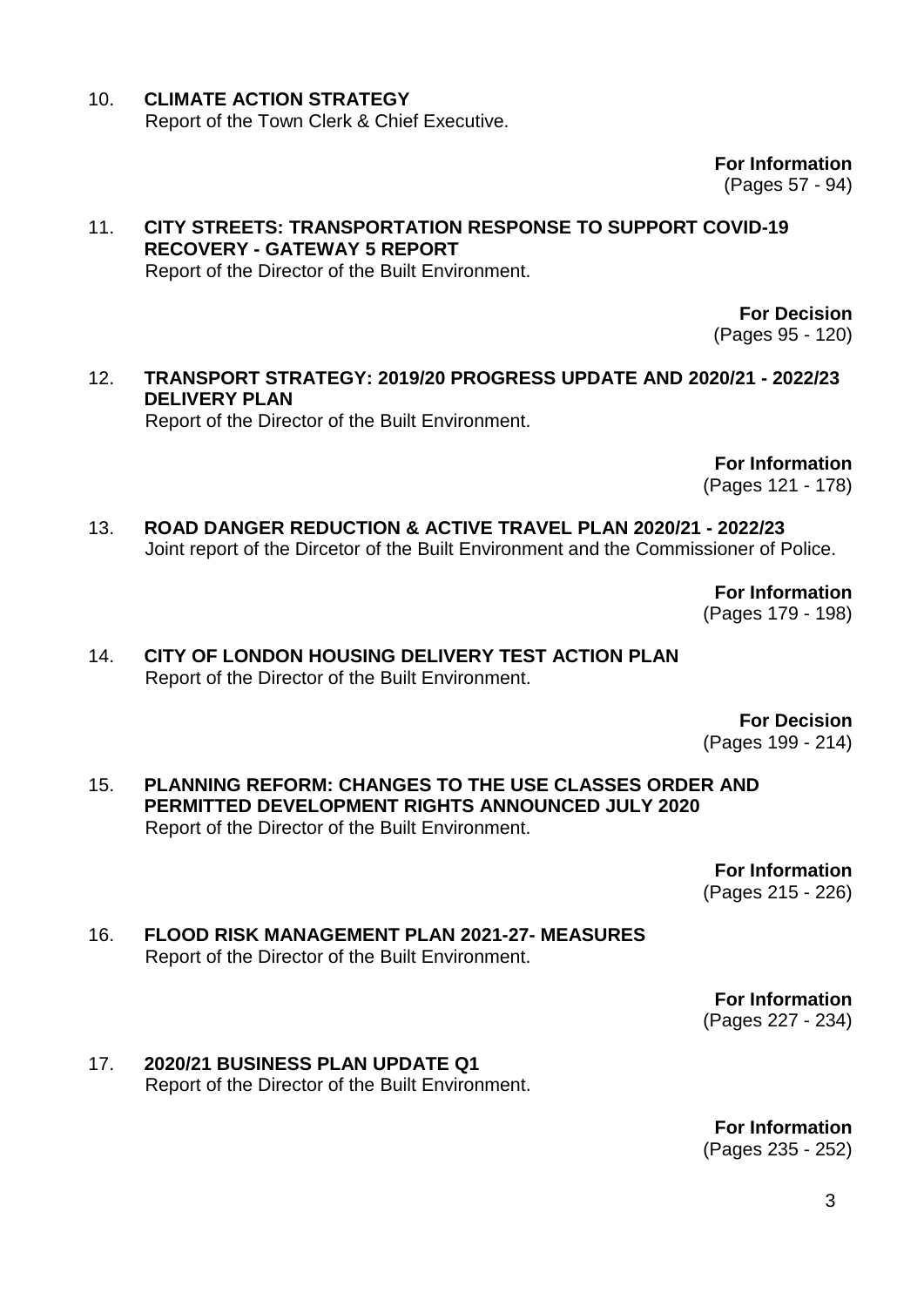10. **CLIMATE ACTION STRATEGY**
 Report of the Town Clerk & Chief Executive.

**For Information**
(Pages 57 - 94)

11. **CITY STREETS: TRANSPORTATION RESPONSE TO SUPPORT COVID-19 RECOVERY - GATEWAY 5 REPORT**
 Report of the Director of the Built Environment.

**For Decision**
(Pages 95 - 120)

12. **TRANSPORT STRATEGY: 2019/20 PROGRESS UPDATE AND 2020/21 - 2022/23 DELIVERY PLAN**
 Report of the Director of the Built Environment.

**For Information**
(Pages 121 - 178)

13. **ROAD DANGER REDUCTION & ACTIVE TRAVEL PLAN 2020/21 - 2022/23**
 Joint report of the Dircetor of the Built Environment and the Commissioner of Police.

**For Information**
(Pages 179 - 198)

14. **CITY OF LONDON HOUSING DELIVERY TEST ACTION PLAN**
 Report of the Director of the Built Environment.

**For Decision**
(Pages 199 - 214)

15. **PLANNING REFORM: CHANGES TO THE USE CLASSES ORDER AND PERMITTED DEVELOPMENT RIGHTS ANNOUNCED JULY 2020**
 Report of the Director of the Built Environment.

**For Information**
(Pages 215 - 226)

16. **FLOOD RISK MANAGEMENT PLAN 2021-27- MEASURES**
 Report of the Director of the Built Environment.

**For Information**
(Pages 227 - 234)

17. **2020/21 BUSINESS PLAN UPDATE Q1**
 Report of the Director of the Built Environment.

**For Information**
(Pages 235 - 252)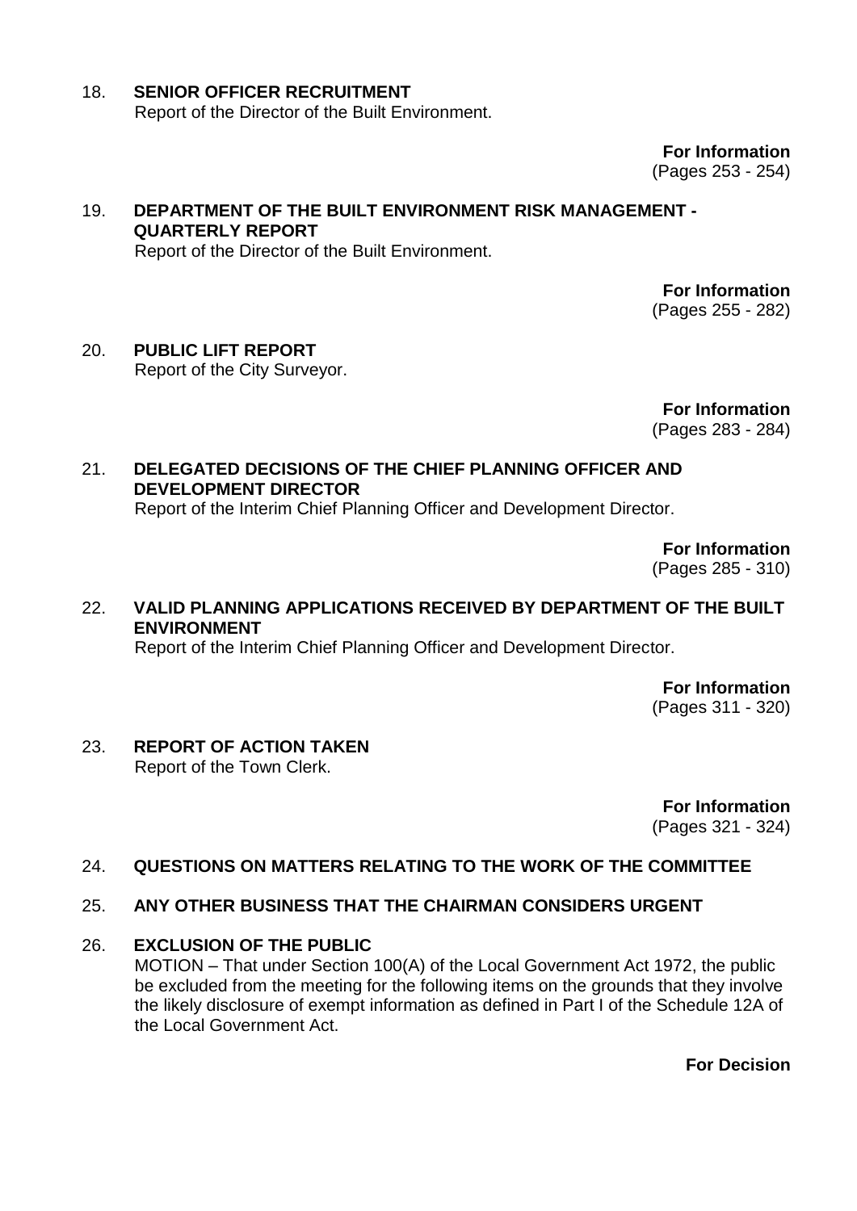18. **SENIOR OFFICER RECRUITMENT**
    Report of the Director of the Built Environment.

**For Information**
(Pages 253 - 254)

19. **DEPARTMENT OF THE BUILT ENVIRONMENT RISK MANAGEMENT - QUARTERLY REPORT**
    Report of the Director of the Built Environment.

**For Information**
(Pages 255 - 282)

20. **PUBLIC LIFT REPORT**
    Report of the City Surveyor.

**For Information**
(Pages 283 - 284)

21. **DELEGATED DECISIONS OF THE CHIEF PLANNING OFFICER AND DEVELOPMENT DIRECTOR**
    Report of the Interim Chief Planning Officer and Development Director.

**For Information**
(Pages 285 - 310)

22. **VALID PLANNING APPLICATIONS RECEIVED BY DEPARTMENT OF THE BUILT ENVIRONMENT**
    Report of the Interim Chief Planning Officer and Development Director.

**For Information**
(Pages 311 - 320)

23. **REPORT OF ACTION TAKEN**
    Report of the Town Clerk.

**For Information**
(Pages 321 - 324)

24. **QUESTIONS ON MATTERS RELATING TO THE WORK OF THE COMMITTEE**

25. **ANY OTHER BUSINESS THAT THE CHAIRMAN CONSIDERS URGENT**

26. **EXCLUSION OF THE PUBLIC**
    MOTION – That under Section 100(A) of the Local Government Act 1972, the public be excluded from the meeting for the following items on the grounds that they involve the likely disclosure of exempt information as defined in Part I of the Schedule 12A of the Local Government Act.

**For Decision**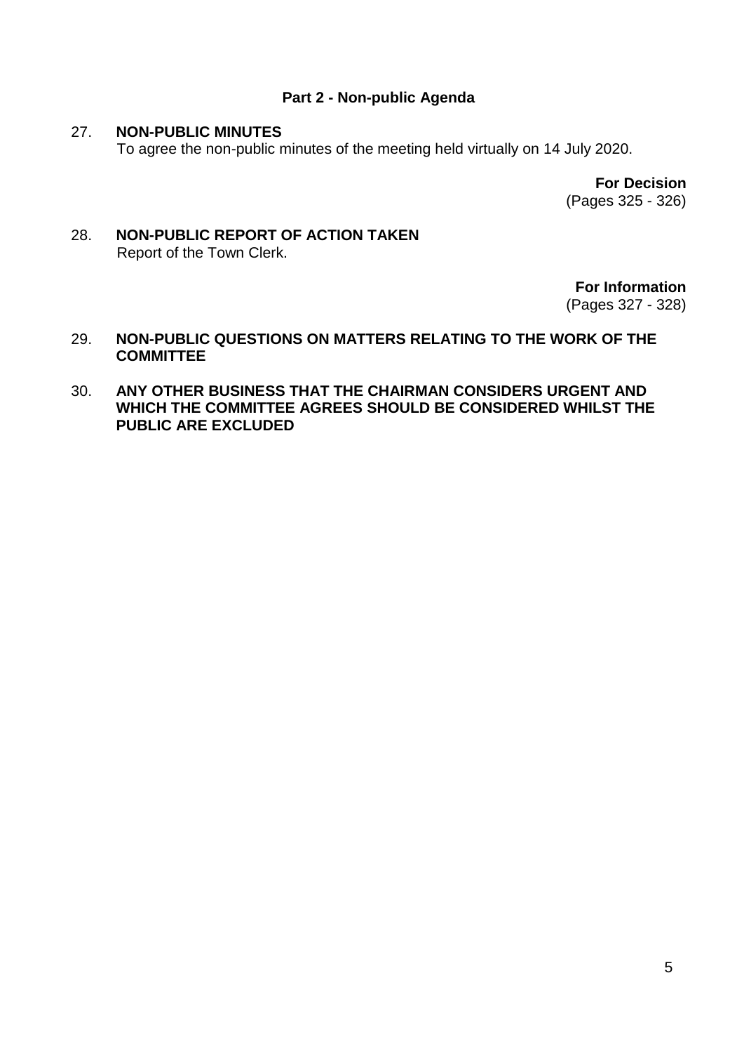## Part 2 - Non-public Agenda

27. **NON-PUBLIC MINUTES**
 To agree the non-public minutes of the meeting held virtually on 14 July 2020.

 **For Decision**
 (Pages 325 - 326)

28. **NON-PUBLIC REPORT OF ACTION TAKEN**
 Report of the Town Clerk.

 **For Information**
 (Pages 327 - 328)

29. **NON-PUBLIC QUESTIONS ON MATTERS RELATING TO THE WORK OF THE COMMITTEE**

30. **ANY OTHER BUSINESS THAT THE CHAIRMAN CONSIDERS URGENT AND WHICH THE COMMITTEE AGREES SHOULD BE CONSIDERED WHILST THE PUBLIC ARE EXCLUDED**